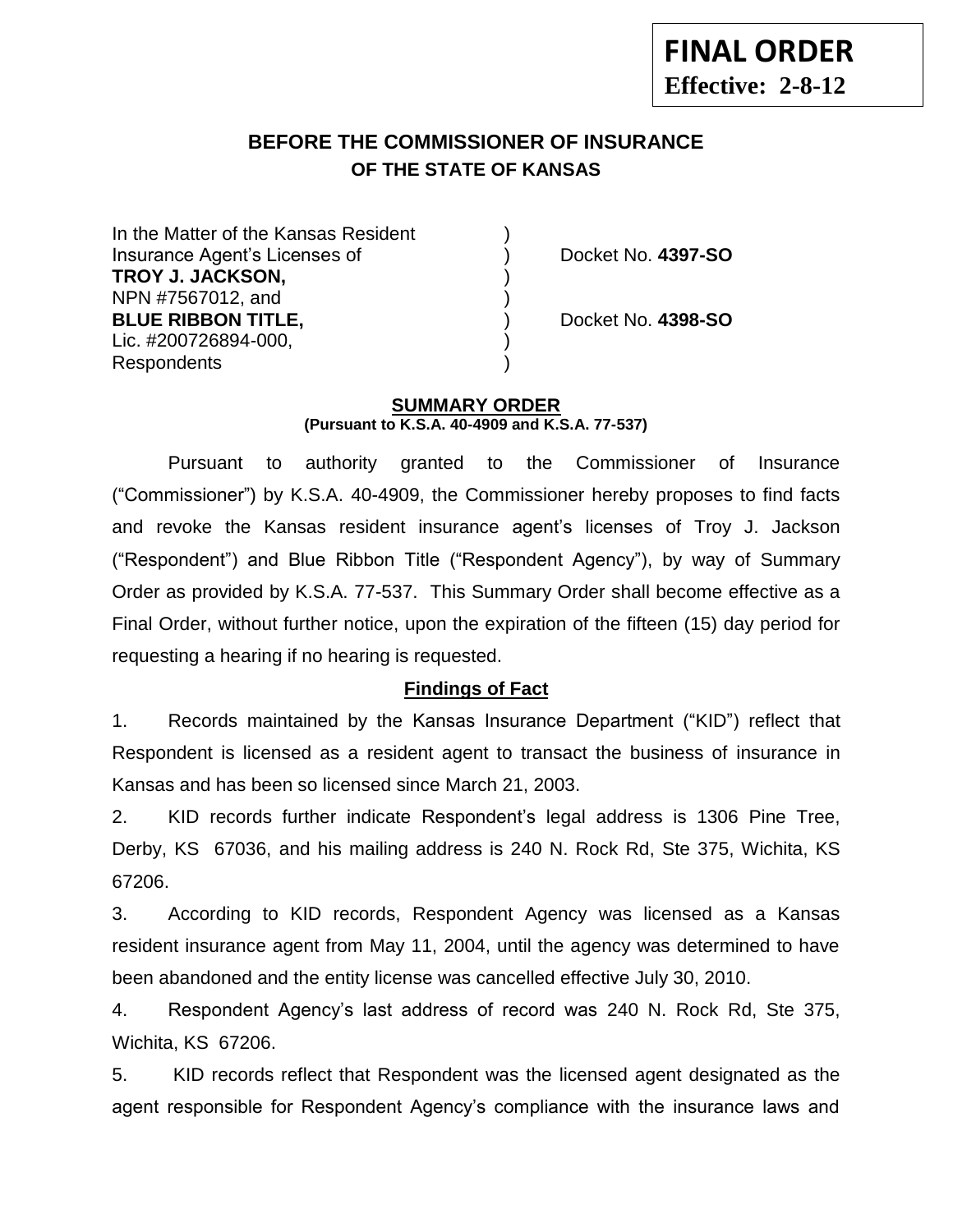**FINAL ORDER**
**Effective: 2-8-12**

## BEFORE THE COMMISSIONER OF INSURANCE
## OF THE STATE OF KANSAS

| | | |
|---|---|---|
| In the Matter of the Kansas Resident | ) | |
| Insurance Agent's Licenses of | ) | Docket No. **4397-SO** |
| **TROY J. JACKSON,** | ) | |
| NPN #7567012, and | ) | |
| **BLUE RIBBON TITLE,** | ) | Docket No. **4398-SO** |
| Lic. #200726894-000, | ) | |
| Respondents | ) | |

### SUMMARY ORDER
**(Pursuant to K.S.A. 40-4909 and K.S.A. 77-537)**

Pursuant to authority granted to the Commissioner of Insurance ("Commissioner") by K.S.A. 40-4909, the Commissioner hereby proposes to find facts and revoke the Kansas resident insurance agent's licenses of Troy J. Jackson ("Respondent") and Blue Ribbon Title ("Respondent Agency"), by way of Summary Order as provided by K.S.A. 77-537. This Summary Order shall become effective as a Final Order, without further notice, upon the expiration of the fifteen (15) day period for requesting a hearing if no hearing is requested.

### Findings of Fact

1. Records maintained by the Kansas Insurance Department ("KID") reflect that Respondent is licensed as a resident agent to transact the business of insurance in Kansas and has been so licensed since March 21, 2003.

2. KID records further indicate Respondent's legal address is 1306 Pine Tree, Derby, KS 67036, and his mailing address is 240 N. Rock Rd, Ste 375, Wichita, KS 67206.

3. According to KID records, Respondent Agency was licensed as a Kansas resident insurance agent from May 11, 2004, until the agency was determined to have been abandoned and the entity license was cancelled effective July 30, 2010.

4. Respondent Agency's last address of record was 240 N. Rock Rd, Ste 375, Wichita, KS 67206.

5. KID records reflect that Respondent was the licensed agent designated as the agent responsible for Respondent Agency's compliance with the insurance laws and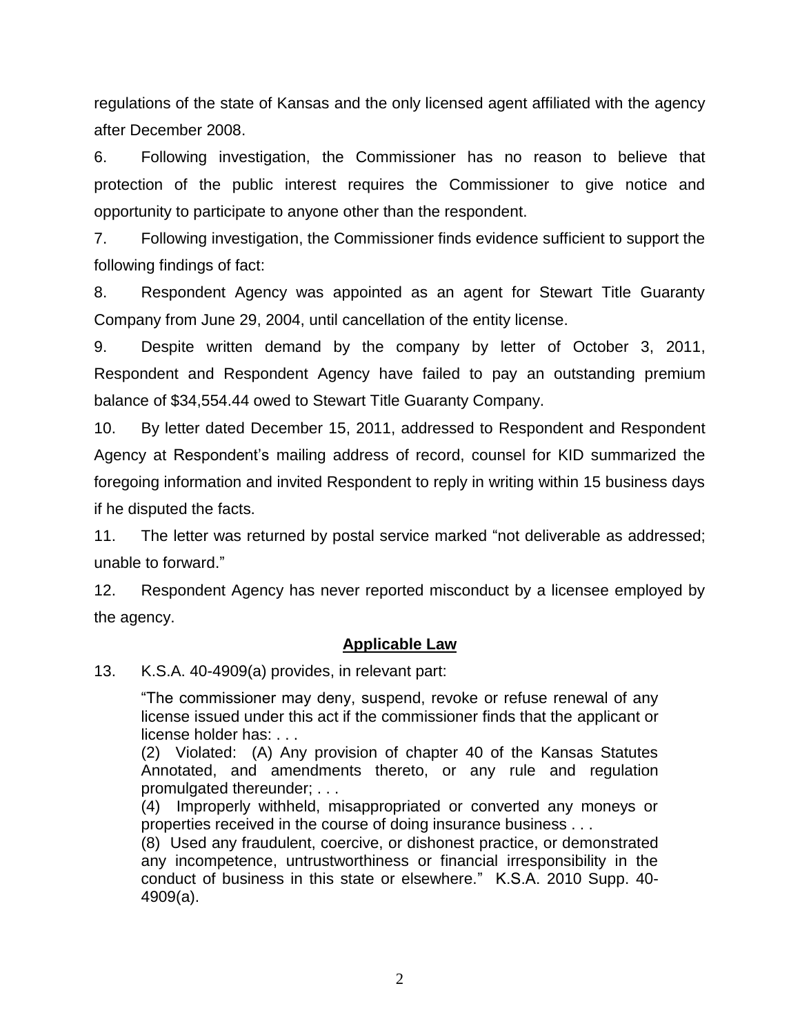regulations of the state of Kansas and the only licensed agent affiliated with the agency after December 2008.

6. Following investigation, the Commissioner has no reason to believe that protection of the public interest requires the Commissioner to give notice and opportunity to participate to anyone other than the respondent.

7. Following investigation, the Commissioner finds evidence sufficient to support the following findings of fact:

8. Respondent Agency was appointed as an agent for Stewart Title Guaranty Company from June 29, 2004, until cancellation of the entity license.

9. Despite written demand by the company by letter of October 3, 2011, Respondent and Respondent Agency have failed to pay an outstanding premium balance of $34,554.44 owed to Stewart Title Guaranty Company.

10. By letter dated December 15, 2011, addressed to Respondent and Respondent Agency at Respondent's mailing address of record, counsel for KID summarized the foregoing information and invited Respondent to reply in writing within 15 business days if he disputed the facts.

11. The letter was returned by postal service marked "not deliverable as addressed; unable to forward."

12. Respondent Agency has never reported misconduct by a licensee employed by the agency.

## Applicable Law

13. K.S.A. 40-4909(a) provides, in relevant part:

> "The commissioner may deny, suspend, revoke or refuse renewal of any license issued under this act if the commissioner finds that the applicant or license holder has: . . .
>
> (2) Violated: (A) Any provision of chapter 40 of the Kansas Statutes Annotated, and amendments thereto, or any rule and regulation promulgated thereunder; . . .
>
> (4) Improperly withheld, misappropriated or converted any moneys or properties received in the course of doing insurance business . . .
>
> (8) Used any fraudulent, coercive, or dishonest practice, or demonstrated any incompetence, untrustworthiness or financial irresponsibility in the conduct of business in this state or elsewhere." K.S.A. 2010 Supp. 40-4909(a).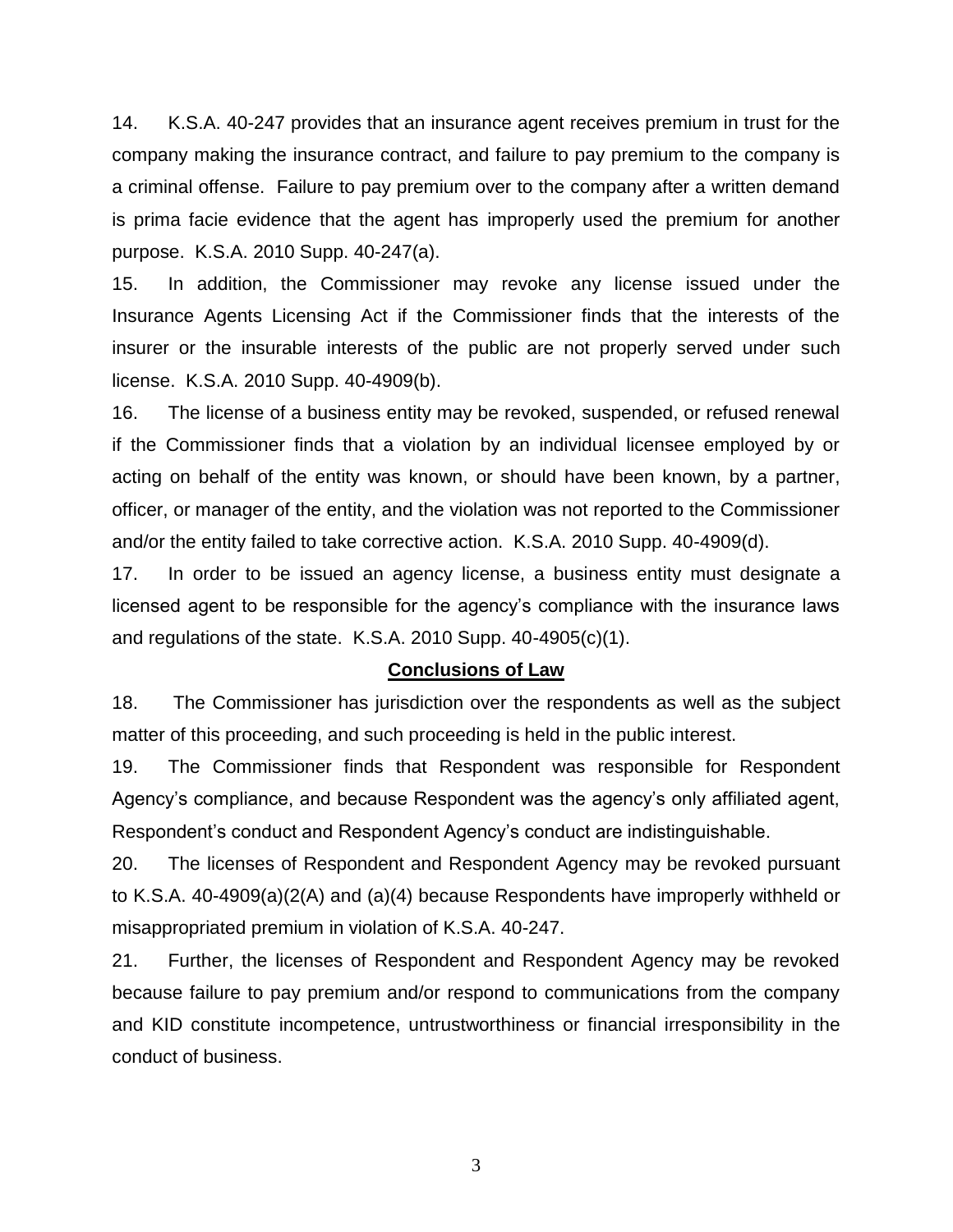14. K.S.A. 40-247 provides that an insurance agent receives premium in trust for the company making the insurance contract, and failure to pay premium to the company is a criminal offense. Failure to pay premium over to the company after a written demand is prima facie evidence that the agent has improperly used the premium for another purpose. K.S.A. 2010 Supp. 40-247(a).

15. In addition, the Commissioner may revoke any license issued under the Insurance Agents Licensing Act if the Commissioner finds that the interests of the insurer or the insurable interests of the public are not properly served under such license. K.S.A. 2010 Supp. 40-4909(b).

16. The license of a business entity may be revoked, suspended, or refused renewal if the Commissioner finds that a violation by an individual licensee employed by or acting on behalf of the entity was known, or should have been known, by a partner, officer, or manager of the entity, and the violation was not reported to the Commissioner and/or the entity failed to take corrective action. K.S.A. 2010 Supp. 40-4909(d).

17. In order to be issued an agency license, a business entity must designate a licensed agent to be responsible for the agency's compliance with the insurance laws and regulations of the state. K.S.A. 2010 Supp. 40-4905(c)(1).

**Conclusions of Law**

18. The Commissioner has jurisdiction over the respondents as well as the subject matter of this proceeding, and such proceeding is held in the public interest.

19. The Commissioner finds that Respondent was responsible for Respondent Agency's compliance, and because Respondent was the agency's only affiliated agent, Respondent's conduct and Respondent Agency's conduct are indistinguishable.

20. The licenses of Respondent and Respondent Agency may be revoked pursuant to K.S.A. 40-4909(a)(2(A) and (a)(4) because Respondents have improperly withheld or misappropriated premium in violation of K.S.A. 40-247.

21. Further, the licenses of Respondent and Respondent Agency may be revoked because failure to pay premium and/or respond to communications from the company and KID constitute incompetence, untrustworthiness or financial irresponsibility in the conduct of business.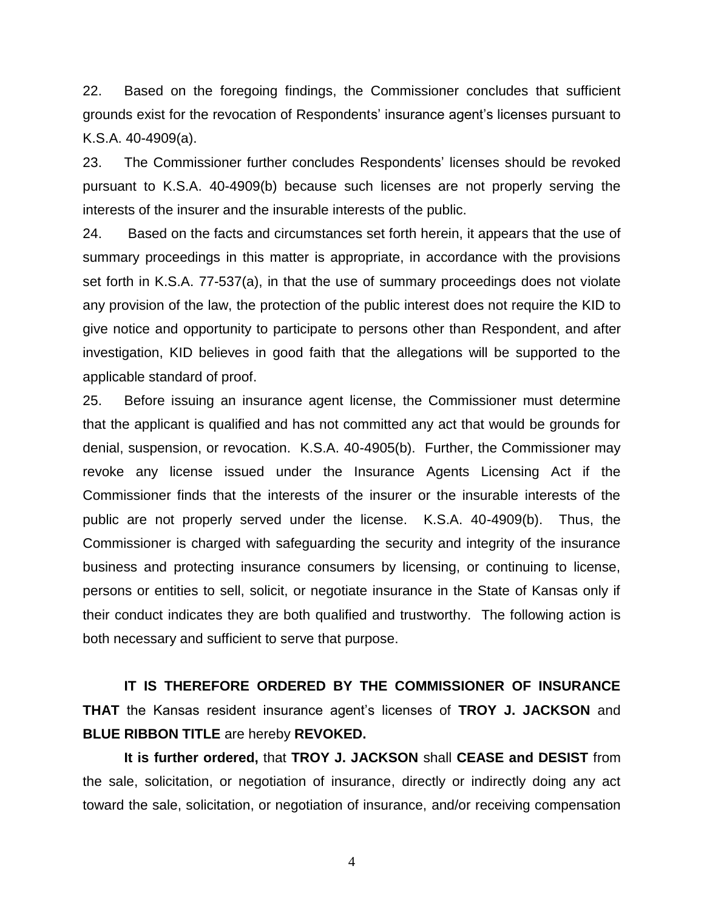22. Based on the foregoing findings, the Commissioner concludes that sufficient grounds exist for the revocation of Respondents' insurance agent's licenses pursuant to K.S.A. 40-4909(a).

23. The Commissioner further concludes Respondents' licenses should be revoked pursuant to K.S.A. 40-4909(b) because such licenses are not properly serving the interests of the insurer and the insurable interests of the public.

24. Based on the facts and circumstances set forth herein, it appears that the use of summary proceedings in this matter is appropriate, in accordance with the provisions set forth in K.S.A. 77-537(a), in that the use of summary proceedings does not violate any provision of the law, the protection of the public interest does not require the KID to give notice and opportunity to participate to persons other than Respondent, and after investigation, KID believes in good faith that the allegations will be supported to the applicable standard of proof.

25. Before issuing an insurance agent license, the Commissioner must determine that the applicant is qualified and has not committed any act that would be grounds for denial, suspension, or revocation. K.S.A. 40-4905(b). Further, the Commissioner may revoke any license issued under the Insurance Agents Licensing Act if the Commissioner finds that the interests of the insurer or the insurable interests of the public are not properly served under the license. K.S.A. 40-4909(b). Thus, the Commissioner is charged with safeguarding the security and integrity of the insurance business and protecting insurance consumers by licensing, or continuing to license, persons or entities to sell, solicit, or negotiate insurance in the State of Kansas only if their conduct indicates they are both qualified and trustworthy. The following action is both necessary and sufficient to serve that purpose.

**IT IS THEREFORE ORDERED BY THE COMMISSIONER OF INSURANCE THAT** the Kansas resident insurance agent's licenses of **TROY J. JACKSON** and **BLUE RIBBON TITLE** are hereby **REVOKED.**

**It is further ordered,** that **TROY J. JACKSON** shall **CEASE and DESIST** from the sale, solicitation, or negotiation of insurance, directly or indirectly doing any act toward the sale, solicitation, or negotiation of insurance, and/or receiving compensation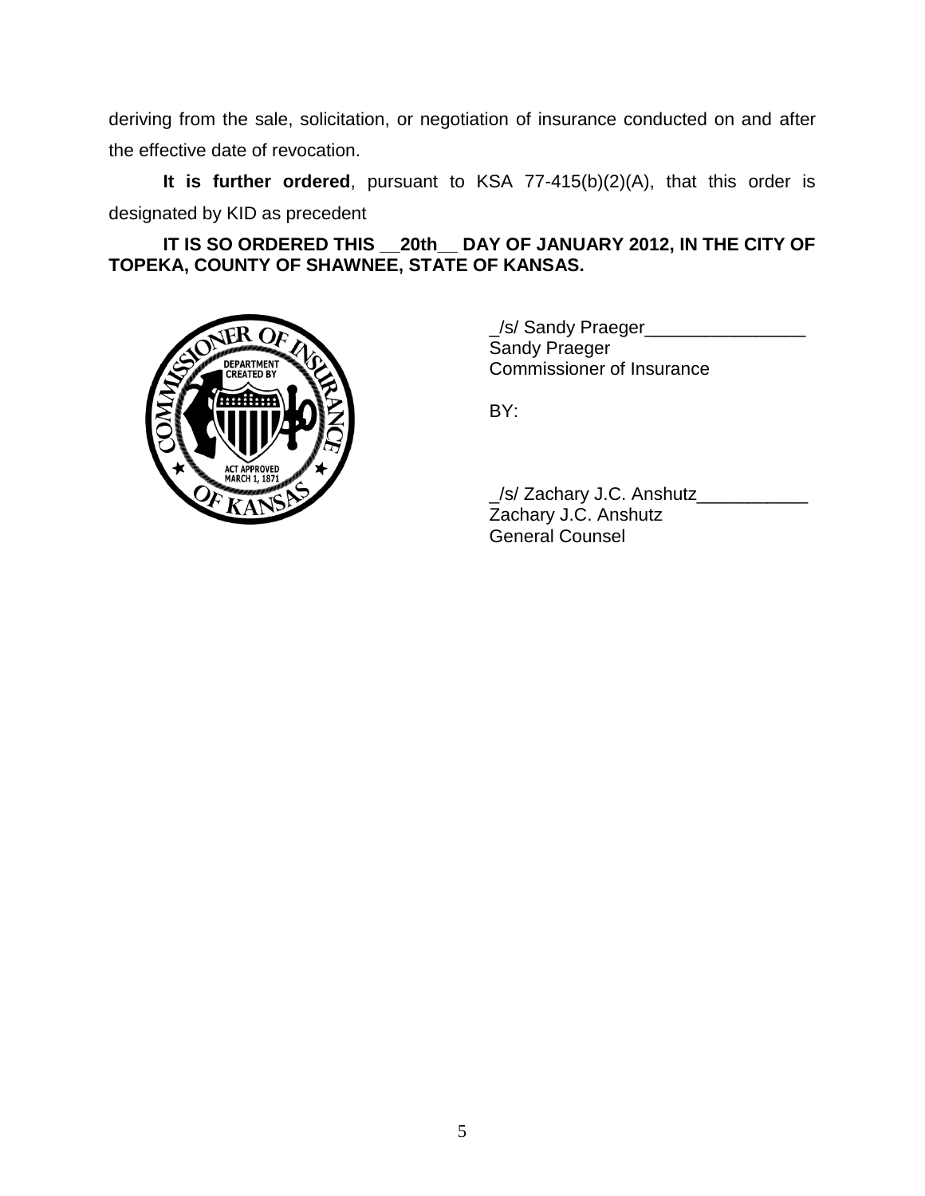deriving from the sale, solicitation, or negotiation of insurance conducted on and after the effective date of revocation.

**It is further ordered**, pursuant to KSA 77-415(b)(2)(A), that this order is designated by KID as precedent

**IT IS SO ORDERED THIS __20th__ DAY OF JANUARY 2012, IN THE CITY OF TOPEKA, COUNTY OF SHAWNEE, STATE OF KANSAS.**

_/s/ Sandy Praeger________________
Sandy Praeger
Commissioner of Insurance

BY:

_/s/ Zachary J.C. Anshutz___________
Zachary J.C. Anshutz
General Counsel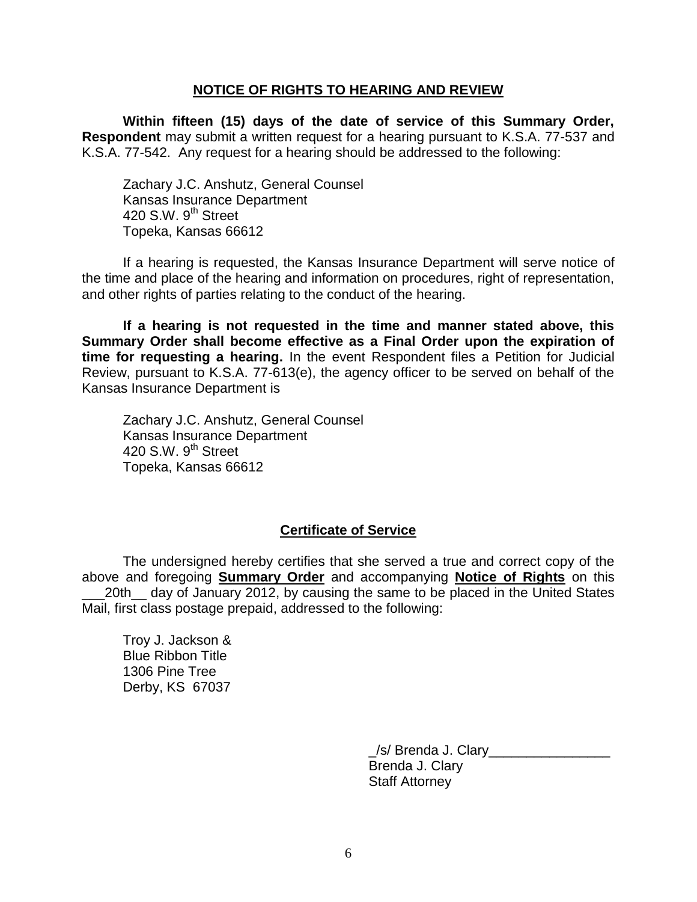## NOTICE OF RIGHTS TO HEARING AND REVIEW

**Within fifteen (15) days of the date of service of this Summary Order, Respondent** may submit a written request for a hearing pursuant to K.S.A. 77-537 and K.S.A. 77-542. Any request for a hearing should be addressed to the following:

Zachary J.C. Anshutz, General Counsel
Kansas Insurance Department
420 S.W. 9th Street
Topeka, Kansas 66612

If a hearing is requested, the Kansas Insurance Department will serve notice of the time and place of the hearing and information on procedures, right of representation, and other rights of parties relating to the conduct of the hearing.

**If a hearing is not requested in the time and manner stated above, this Summary Order shall become effective as a Final Order upon the expiration of time for requesting a hearing.** In the event Respondent files a Petition for Judicial Review, pursuant to K.S.A. 77-613(e), the agency officer to be served on behalf of the Kansas Insurance Department is

Zachary J.C. Anshutz, General Counsel
Kansas Insurance Department
420 S.W. 9th Street
Topeka, Kansas 66612

## Certificate of Service

The undersigned hereby certifies that she served a true and correct copy of the above and foregoing **Summary Order** and accompanying **Notice of Rights** on this ___20th__ day of January 2012, by causing the same to be placed in the United States Mail, first class postage prepaid, addressed to the following:

Troy J. Jackson &
Blue Ribbon Title
1306 Pine Tree
Derby, KS 67037

_/s/ Brenda J. Clary________________
Brenda J. Clary
Staff Attorney